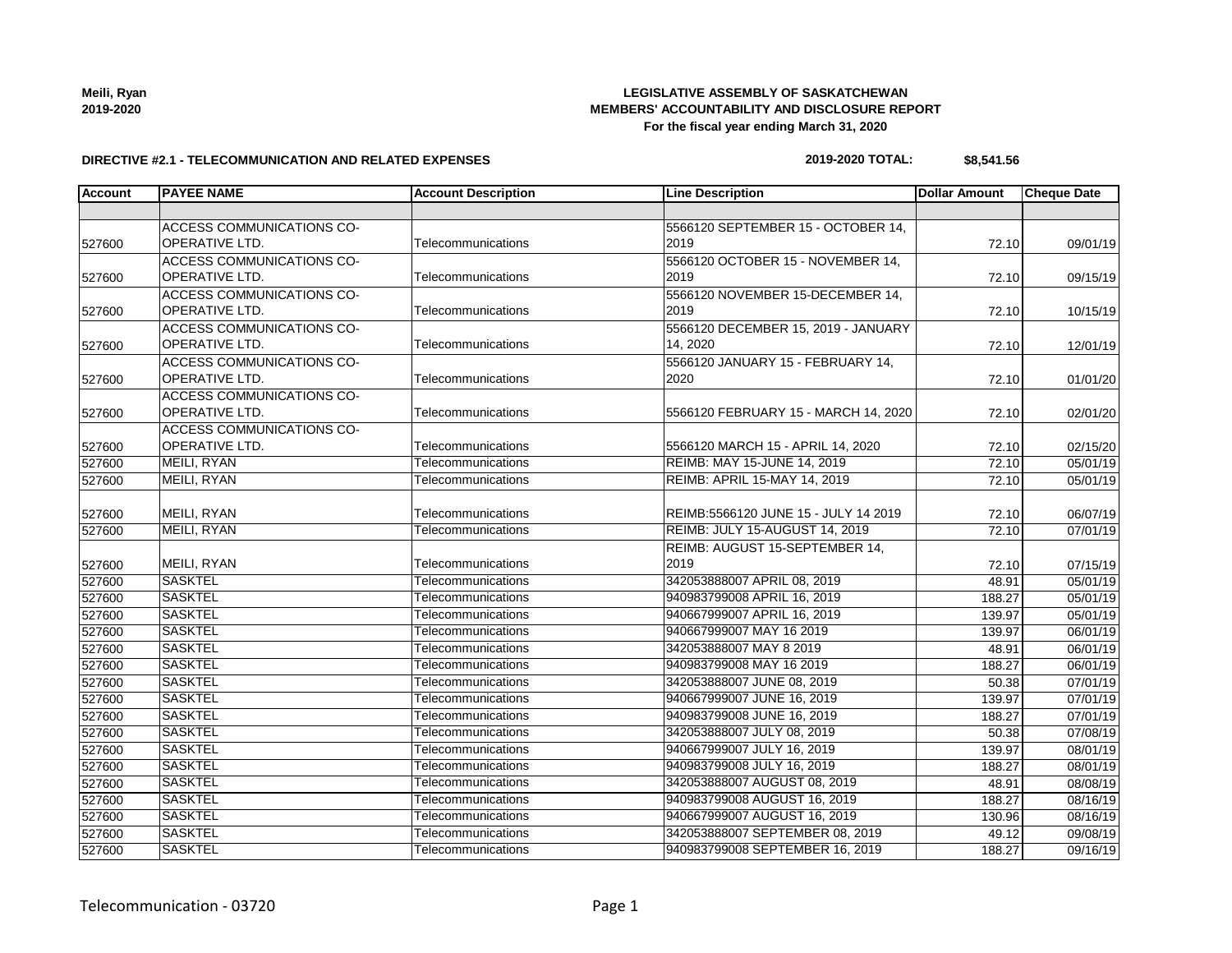**Meili, Ryan**
**2019-2020**

**LEGISLATIVE ASSEMBLY OF SASKATCHEWAN**
**MEMBERS' ACCOUNTABILITY AND DISCLOSURE REPORT**
**For the fiscal year ending March 31, 2020**

**DIRECTIVE #2.1 - TELECOMMUNICATION AND RELATED EXPENSES**

**2019-2020 TOTAL: $8,541.56**

| Account | PAYEE NAME | Account Description | Line Description | Dollar Amount | Cheque Date |
|---|---|---|---|---|---|
| | | | | | |
| 527600 | ACCESS COMMUNICATIONS CO-OPERATIVE LTD. | Telecommunications | 5566120 SEPTEMBER 15 - OCTOBER 14, 2019 | 72.10 | 09/01/19 |
| 527600 | ACCESS COMMUNICATIONS CO-OPERATIVE LTD. | Telecommunications | 5566120 OCTOBER 15 - NOVEMBER 14, 2019 | 72.10 | 09/15/19 |
| 527600 | ACCESS COMMUNICATIONS CO-OPERATIVE LTD. | Telecommunications | 5566120 NOVEMBER 15-DECEMBER 14, 2019 | 72.10 | 10/15/19 |
| 527600 | ACCESS COMMUNICATIONS CO-OPERATIVE LTD. | Telecommunications | 5566120 DECEMBER 15, 2019 - JANUARY 14, 2020 | 72.10 | 12/01/19 |
| 527600 | ACCESS COMMUNICATIONS CO-OPERATIVE LTD. | Telecommunications | 5566120 JANUARY 15 - FEBRUARY 14, 2020 | 72.10 | 01/01/20 |
| 527600 | ACCESS COMMUNICATIONS CO-OPERATIVE LTD. | Telecommunications | 5566120 FEBRUARY 15 - MARCH 14, 2020 | 72.10 | 02/01/20 |
| 527600 | ACCESS COMMUNICATIONS CO-OPERATIVE LTD. | Telecommunications | 5566120 MARCH 15 - APRIL 14, 2020 | 72.10 | 02/15/20 |
| 527600 | MEILI, RYAN | Telecommunications | REIMB: MAY 15-JUNE 14, 2019 | 72.10 | 05/01/19 |
| 527600 | MEILI, RYAN | Telecommunications | REIMB: APRIL 15-MAY 14, 2019 | 72.10 | 05/01/19 |
| 527600 | MEILI, RYAN | Telecommunications | REIMB:5566120 JUNE 15 - JULY 14 2019 | 72.10 | 06/07/19 |
| 527600 | MEILI, RYAN | Telecommunications | REIMB: JULY 15-AUGUST 14, 2019 | 72.10 | 07/01/19 |
| 527600 | MEILI, RYAN | Telecommunications | REIMB: AUGUST 15-SEPTEMBER 14, 2019 | 72.10 | 07/15/19 |
| 527600 | SASKTEL | Telecommunications | 342053888007 APRIL 08, 2019 | 48.91 | 05/01/19 |
| 527600 | SASKTEL | Telecommunications | 940983799008 APRIL 16, 2019 | 188.27 | 05/01/19 |
| 527600 | SASKTEL | Telecommunications | 940667999007 APRIL 16, 2019 | 139.97 | 05/01/19 |
| 527600 | SASKTEL | Telecommunications | 940667999007 MAY 16 2019 | 139.97 | 06/01/19 |
| 527600 | SASKTEL | Telecommunications | 342053888007 MAY 8 2019 | 48.91 | 06/01/19 |
| 527600 | SASKTEL | Telecommunications | 940983799008 MAY 16 2019 | 188.27 | 06/01/19 |
| 527600 | SASKTEL | Telecommunications | 342053888007 JUNE 08, 2019 | 50.38 | 07/01/19 |
| 527600 | SASKTEL | Telecommunications | 940667999007 JUNE 16, 2019 | 139.97 | 07/01/19 |
| 527600 | SASKTEL | Telecommunications | 940983799008 JUNE 16, 2019 | 188.27 | 07/01/19 |
| 527600 | SASKTEL | Telecommunications | 342053888007 JULY 08, 2019 | 50.38 | 07/08/19 |
| 527600 | SASKTEL | Telecommunications | 940667999007 JULY 16, 2019 | 139.97 | 08/01/19 |
| 527600 | SASKTEL | Telecommunications | 940983799008 JULY 16, 2019 | 188.27 | 08/01/19 |
| 527600 | SASKTEL | Telecommunications | 342053888007 AUGUST 08, 2019 | 48.91 | 08/08/19 |
| 527600 | SASKTEL | Telecommunications | 940983799008 AUGUST 16, 2019 | 188.27 | 08/16/19 |
| 527600 | SASKTEL | Telecommunications | 940667999007 AUGUST 16, 2019 | 130.96 | 08/16/19 |
| 527600 | SASKTEL | Telecommunications | 342053888007 SEPTEMBER 08, 2019 | 49.12 | 09/08/19 |
| 527600 | SASKTEL | Telecommunications | 940983799008 SEPTEMBER 16, 2019 | 188.27 | 09/16/19 |

Telecommunication - 03720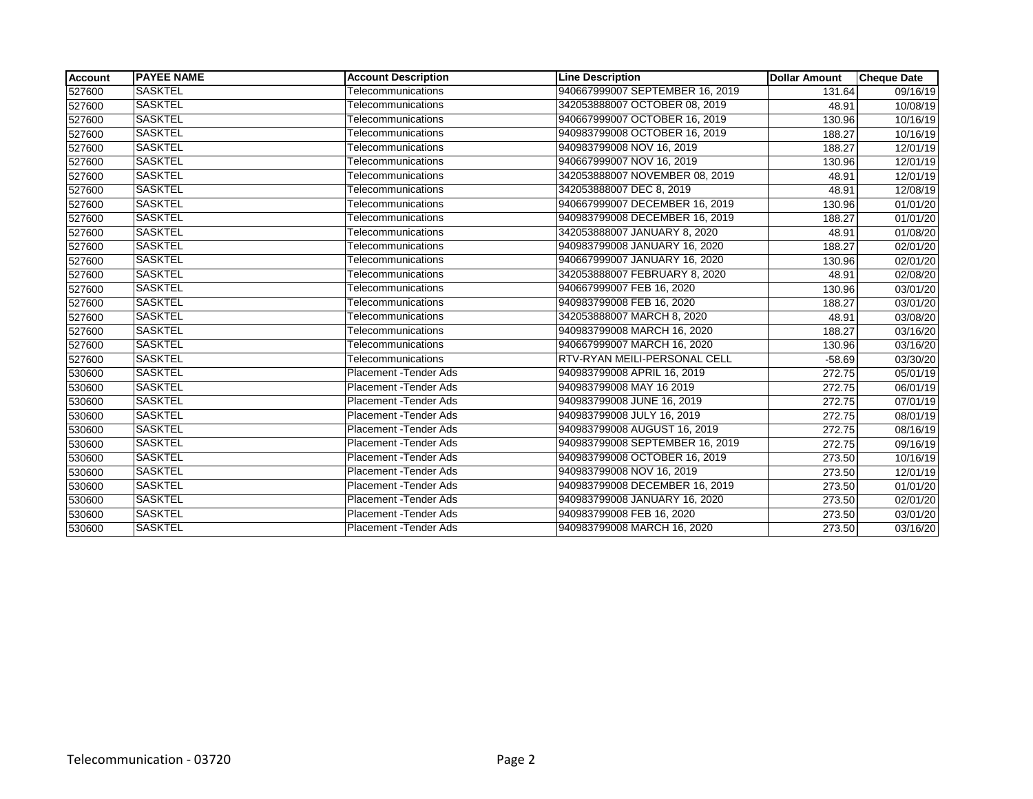| Account | PAYEE NAME | Account Description | Line Description | Dollar Amount | Cheque Date |
|---|---|---|---|---|---|
| 527600 | SASKTEL | Telecommunications | 940667999007 SEPTEMBER 16, 2019 | 131.64 | 09/16/19 |
| 527600 | SASKTEL | Telecommunications | 342053888007 OCTOBER 08, 2019 | 48.91 | 10/08/19 |
| 527600 | SASKTEL | Telecommunications | 940667999007 OCTOBER 16, 2019 | 130.96 | 10/16/19 |
| 527600 | SASKTEL | Telecommunications | 940983799008 OCTOBER 16, 2019 | 188.27 | 10/16/19 |
| 527600 | SASKTEL | Telecommunications | 940983799008 NOV 16, 2019 | 188.27 | 12/01/19 |
| 527600 | SASKTEL | Telecommunications | 940667999007 NOV 16, 2019 | 130.96 | 12/01/19 |
| 527600 | SASKTEL | Telecommunications | 342053888007 NOVEMBER 08, 2019 | 48.91 | 12/01/19 |
| 527600 | SASKTEL | Telecommunications | 342053888007 DEC 8, 2019 | 48.91 | 12/08/19 |
| 527600 | SASKTEL | Telecommunications | 940667999007 DECEMBER 16, 2019 | 130.96 | 01/01/20 |
| 527600 | SASKTEL | Telecommunications | 940983799008 DECEMBER 16, 2019 | 188.27 | 01/01/20 |
| 527600 | SASKTEL | Telecommunications | 342053888007 JANUARY 8, 2020 | 48.91 | 01/08/20 |
| 527600 | SASKTEL | Telecommunications | 940983799008 JANUARY 16, 2020 | 188.27 | 02/01/20 |
| 527600 | SASKTEL | Telecommunications | 940667999007 JANUARY 16, 2020 | 130.96 | 02/01/20 |
| 527600 | SASKTEL | Telecommunications | 342053888007 FEBRUARY 8, 2020 | 48.91 | 02/08/20 |
| 527600 | SASKTEL | Telecommunications | 940667999007 FEB 16, 2020 | 130.96 | 03/01/20 |
| 527600 | SASKTEL | Telecommunications | 940983799008 FEB 16, 2020 | 188.27 | 03/01/20 |
| 527600 | SASKTEL | Telecommunications | 342053888007 MARCH 8, 2020 | 48.91 | 03/08/20 |
| 527600 | SASKTEL | Telecommunications | 940983799008 MARCH 16, 2020 | 188.27 | 03/16/20 |
| 527600 | SASKTEL | Telecommunications | 940667999007 MARCH 16, 2020 | 130.96 | 03/16/20 |
| 527600 | SASKTEL | Telecommunications | RTV-RYAN MEILI-PERSONAL CELL | -58.69 | 03/30/20 |
| 530600 | SASKTEL | Placement -Tender Ads | 940983799008 APRIL 16, 2019 | 272.75 | 05/01/19 |
| 530600 | SASKTEL | Placement -Tender Ads | 940983799008 MAY 16 2019 | 272.75 | 06/01/19 |
| 530600 | SASKTEL | Placement -Tender Ads | 940983799008 JUNE 16, 2019 | 272.75 | 07/01/19 |
| 530600 | SASKTEL | Placement -Tender Ads | 940983799008 JULY 16, 2019 | 272.75 | 08/01/19 |
| 530600 | SASKTEL | Placement -Tender Ads | 940983799008 AUGUST 16, 2019 | 272.75 | 08/16/19 |
| 530600 | SASKTEL | Placement -Tender Ads | 940983799008 SEPTEMBER 16, 2019 | 272.75 | 09/16/19 |
| 530600 | SASKTEL | Placement -Tender Ads | 940983799008 OCTOBER 16, 2019 | 273.50 | 10/16/19 |
| 530600 | SASKTEL | Placement -Tender Ads | 940983799008 NOV 16, 2019 | 273.50 | 12/01/19 |
| 530600 | SASKTEL | Placement -Tender Ads | 940983799008 DECEMBER 16, 2019 | 273.50 | 01/01/20 |
| 530600 | SASKTEL | Placement -Tender Ads | 940983799008 JANUARY 16, 2020 | 273.50 | 02/01/20 |
| 530600 | SASKTEL | Placement -Tender Ads | 940983799008 FEB 16, 2020 | 273.50 | 03/01/20 |
| 530600 | SASKTEL | Placement -Tender Ads | 940983799008 MARCH 16, 2020 | 273.50 | 03/16/20 |

Telecommunication - 03720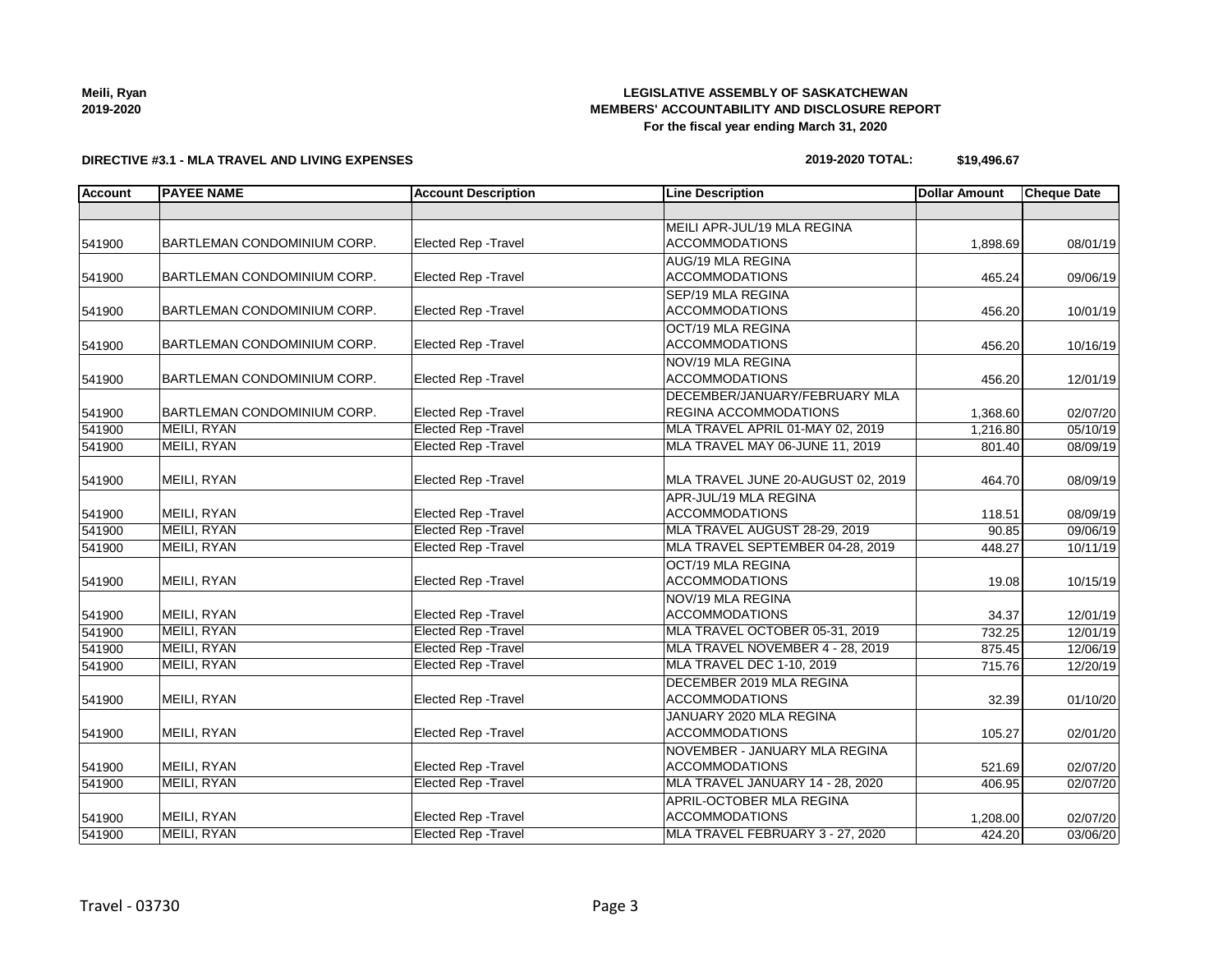**LEGISLATIVE ASSEMBLY OF SASKATCHEWAN**
**MEMBERS' ACCOUNTABILITY AND DISCLOSURE REPORT**
**For the fiscal year ending March 31, 2020**

**Meili, Ryan**
**2019-2020**

**DIRECTIVE #3.1 - MLA TRAVEL AND LIVING EXPENSES**

**2019-2020 TOTAL: $19,496.67**

| Account | PAYEE NAME | Account Description | Line Description | Dollar Amount | Cheque Date |
|---|---|---|---|---|---|
| | | | | | |
| 541900 | BARTLEMAN CONDOMINIUM CORP. | Elected Rep -Travel | MEILI APR-JUL/19 MLA REGINA ACCOMMODATIONS | 1,898.69 | 08/01/19 |
| 541900 | BARTLEMAN CONDOMINIUM CORP. | Elected Rep -Travel | AUG/19 MLA REGINA ACCOMMODATIONS | 465.24 | 09/06/19 |
| 541900 | BARTLEMAN CONDOMINIUM CORP. | Elected Rep -Travel | SEP/19 MLA REGINA ACCOMMODATIONS | 456.20 | 10/01/19 |
| 541900 | BARTLEMAN CONDOMINIUM CORP. | Elected Rep -Travel | OCT/19 MLA REGINA ACCOMMODATIONS | 456.20 | 10/16/19 |
| 541900 | BARTLEMAN CONDOMINIUM CORP. | Elected Rep -Travel | NOV/19 MLA REGINA ACCOMMODATIONS | 456.20 | 12/01/19 |
| 541900 | BARTLEMAN CONDOMINIUM CORP. | Elected Rep -Travel | DECEMBER/JANUARY/FEBRUARY MLA REGINA ACCOMMODATIONS | 1,368.60 | 02/07/20 |
| 541900 | MEILI, RYAN | Elected Rep -Travel | MLA TRAVEL APRIL 01-MAY 02, 2019 | 1,216.80 | 05/10/19 |
| 541900 | MEILI, RYAN | Elected Rep -Travel | MLA TRAVEL MAY 06-JUNE 11, 2019 | 801.40 | 08/09/19 |
| 541900 | MEILI, RYAN | Elected Rep -Travel | MLA TRAVEL JUNE 20-AUGUST 02, 2019 | 464.70 | 08/09/19 |
| 541900 | MEILI, RYAN | Elected Rep -Travel | APR-JUL/19 MLA REGINA ACCOMMODATIONS | 118.51 | 08/09/19 |
| 541900 | MEILI, RYAN | Elected Rep -Travel | MLA TRAVEL AUGUST 28-29, 2019 | 90.85 | 09/06/19 |
| 541900 | MEILI, RYAN | Elected Rep -Travel | MLA TRAVEL SEPTEMBER 04-28, 2019 | 448.27 | 10/11/19 |
| 541900 | MEILI, RYAN | Elected Rep -Travel | OCT/19 MLA REGINA ACCOMMODATIONS | 19.08 | 10/15/19 |
| 541900 | MEILI, RYAN | Elected Rep -Travel | NOV/19 MLA REGINA ACCOMMODATIONS | 34.37 | 12/01/19 |
| 541900 | MEILI, RYAN | Elected Rep -Travel | MLA TRAVEL OCTOBER 05-31, 2019 | 732.25 | 12/01/19 |
| 541900 | MEILI, RYAN | Elected Rep -Travel | MLA TRAVEL NOVEMBER 4 - 28, 2019 | 875.45 | 12/06/19 |
| 541900 | MEILI, RYAN | Elected Rep -Travel | MLA TRAVEL DEC 1-10, 2019 | 715.76 | 12/20/19 |
| 541900 | MEILI, RYAN | Elected Rep -Travel | DECEMBER 2019 MLA REGINA ACCOMMODATIONS | 32.39 | 01/10/20 |
| 541900 | MEILI, RYAN | Elected Rep -Travel | JANUARY 2020 MLA REGINA ACCOMMODATIONS | 105.27 | 02/01/20 |
| 541900 | MEILI, RYAN | Elected Rep -Travel | NOVEMBER - JANUARY MLA REGINA ACCOMMODATIONS | 521.69 | 02/07/20 |
| 541900 | MEILI, RYAN | Elected Rep -Travel | MLA TRAVEL JANUARY 14 - 28, 2020 | 406.95 | 02/07/20 |
| 541900 | MEILI, RYAN | Elected Rep -Travel | APRIL-OCTOBER MLA REGINA ACCOMMODATIONS | 1,208.00 | 02/07/20 |
| 541900 | MEILI, RYAN | Elected Rep -Travel | MLA TRAVEL FEBRUARY 3 - 27, 2020 | 424.20 | 03/06/20 |

Travel - 03730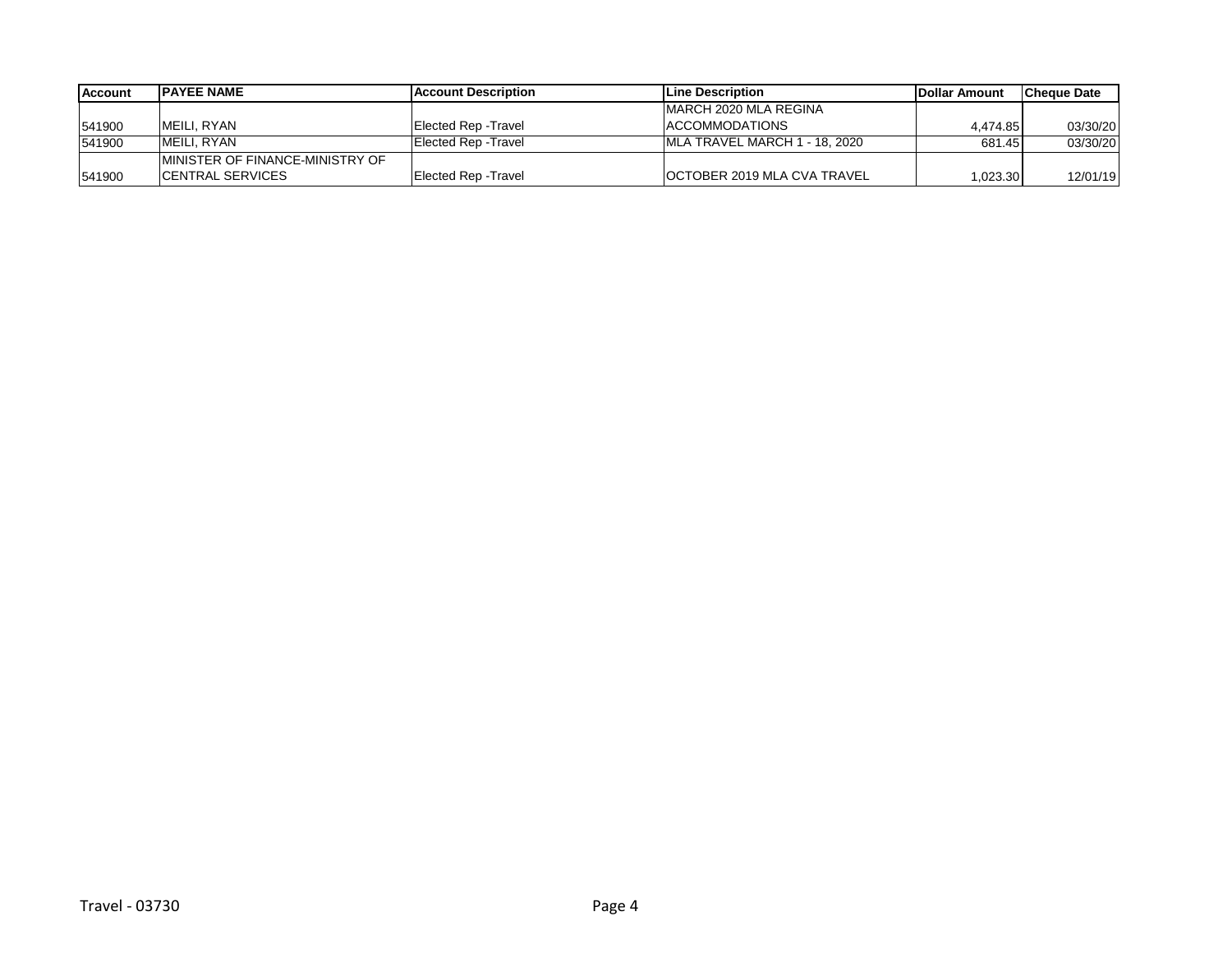| Account | PAYEE NAME | Account Description | Line Description | Dollar Amount | Cheque Date |
|---|---|---|---|---|---|
| 541900 | MEILI, RYAN | Elected Rep -Travel | MARCH 2020 MLA REGINA ACCOMMODATIONS | 4,474.85 | 03/30/20 |
| 541900 | MEILI, RYAN | Elected Rep -Travel | MLA TRAVEL MARCH 1 - 18, 2020 | 681.45 | 03/30/20 |
| 541900 | MINISTER OF FINANCE-MINISTRY OF CENTRAL SERVICES | Elected Rep -Travel | OCTOBER 2019 MLA CVA TRAVEL | 1,023.30 | 12/01/19 |

Travel - 03730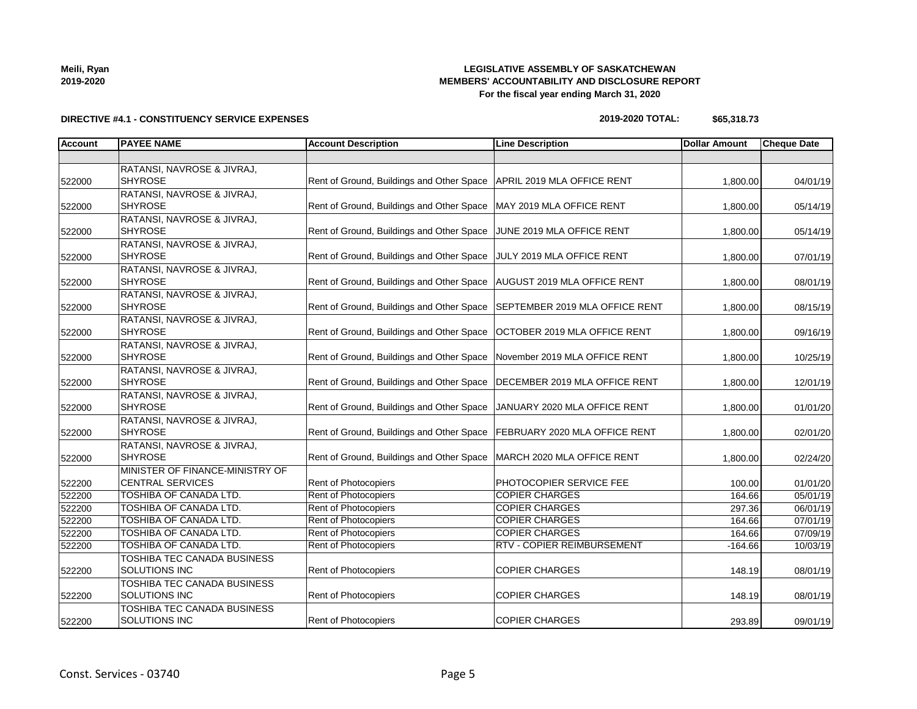**LEGISLATIVE ASSEMBLY OF SASKATCHEWAN**
**MEMBERS' ACCOUNTABILITY AND DISCLOSURE REPORT**
**For the fiscal year ending March 31, 2020**

**Meili, Ryan**
**2019-2020**

**DIRECTIVE #4.1 - CONSTITUENCY SERVICE EXPENSES**

**2019-2020 TOTAL: $65,318.73**

| Account | PAYEE NAME | Account Description | Line Description | Dollar Amount | Cheque Date |
|---|---|---|---|---|---|
| | | | | | |
| 522000 | RATANSI, NAVROSE & JIVRAJ, SHYROSE | Rent of Ground, Buildings and Other Space | APRIL 2019 MLA OFFICE RENT | 1,800.00 | 04/01/19 |
| 522000 | RATANSI, NAVROSE & JIVRAJ, SHYROSE | Rent of Ground, Buildings and Other Space | MAY 2019 MLA OFFICE RENT | 1,800.00 | 05/14/19 |
| 522000 | RATANSI, NAVROSE & JIVRAJ, SHYROSE | Rent of Ground, Buildings and Other Space | JUNE 2019 MLA OFFICE RENT | 1,800.00 | 05/14/19 |
| 522000 | RATANSI, NAVROSE & JIVRAJ, SHYROSE | Rent of Ground, Buildings and Other Space | JULY 2019 MLA OFFICE RENT | 1,800.00 | 07/01/19 |
| 522000 | RATANSI, NAVROSE & JIVRAJ, SHYROSE | Rent of Ground, Buildings and Other Space | AUGUST 2019 MLA OFFICE RENT | 1,800.00 | 08/01/19 |
| 522000 | RATANSI, NAVROSE & JIVRAJ, SHYROSE | Rent of Ground, Buildings and Other Space | SEPTEMBER 2019 MLA OFFICE RENT | 1,800.00 | 08/15/19 |
| 522000 | RATANSI, NAVROSE & JIVRAJ, SHYROSE | Rent of Ground, Buildings and Other Space | OCTOBER 2019 MLA OFFICE RENT | 1,800.00 | 09/16/19 |
| 522000 | RATANSI, NAVROSE & JIVRAJ, SHYROSE | Rent of Ground, Buildings and Other Space | November 2019 MLA OFFICE RENT | 1,800.00 | 10/25/19 |
| 522000 | RATANSI, NAVROSE & JIVRAJ, SHYROSE | Rent of Ground, Buildings and Other Space | DECEMBER 2019 MLA OFFICE RENT | 1,800.00 | 12/01/19 |
| 522000 | RATANSI, NAVROSE & JIVRAJ, SHYROSE | Rent of Ground, Buildings and Other Space | JANUARY 2020 MLA OFFICE RENT | 1,800.00 | 01/01/20 |
| 522000 | RATANSI, NAVROSE & JIVRAJ, SHYROSE | Rent of Ground, Buildings and Other Space | FEBRUARY 2020 MLA OFFICE RENT | 1,800.00 | 02/01/20 |
| 522000 | RATANSI, NAVROSE & JIVRAJ, SHYROSE | Rent of Ground, Buildings and Other Space | MARCH 2020 MLA OFFICE RENT | 1,800.00 | 02/24/20 |
| 522200 | MINISTER OF FINANCE-MINISTRY OF CENTRAL SERVICES | Rent of Photocopiers | PHOTOCOPIER SERVICE FEE | 100.00 | 01/01/20 |
| 522200 | TOSHIBA OF CANADA LTD. | Rent of Photocopiers | COPIER CHARGES | 164.66 | 05/01/19 |
| 522200 | TOSHIBA OF CANADA LTD. | Rent of Photocopiers | COPIER CHARGES | 297.36 | 06/01/19 |
| 522200 | TOSHIBA OF CANADA LTD. | Rent of Photocopiers | COPIER CHARGES | 164.66 | 07/01/19 |
| 522200 | TOSHIBA OF CANADA LTD. | Rent of Photocopiers | COPIER CHARGES | 164.66 | 07/09/19 |
| 522200 | TOSHIBA OF CANADA LTD. | Rent of Photocopiers | RTV - COPIER REIMBURSEMENT | -164.66 | 10/03/19 |
| 522200 | TOSHIBA TEC CANADA BUSINESS SOLUTIONS INC | Rent of Photocopiers | COPIER CHARGES | 148.19 | 08/01/19 |
| 522200 | TOSHIBA TEC CANADA BUSINESS SOLUTIONS INC | Rent of Photocopiers | COPIER CHARGES | 148.19 | 08/01/19 |
| 522200 | TOSHIBA TEC CANADA BUSINESS SOLUTIONS INC | Rent of Photocopiers | COPIER CHARGES | 293.89 | 09/01/19 |

Const. Services - 03740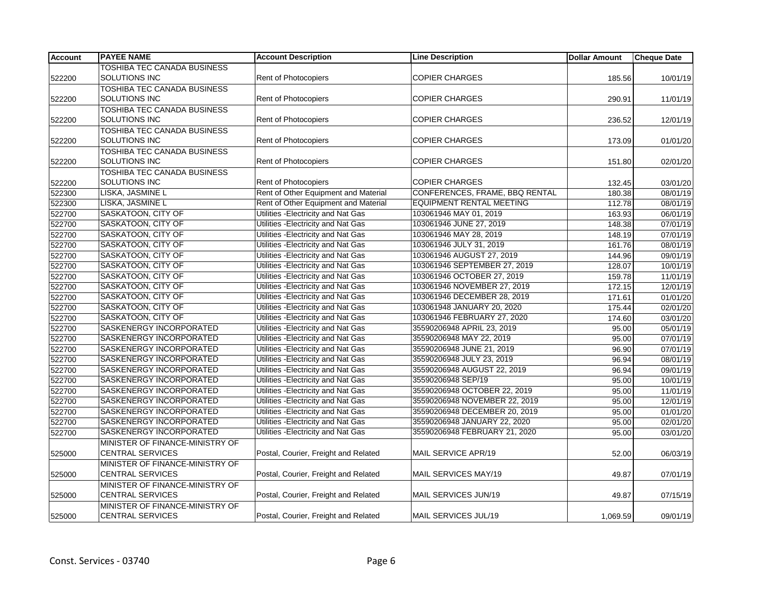| Account | PAYEE NAME | Account Description | Line Description | Dollar Amount | Cheque Date |
|---|---|---|---|---|---|
| 522200 | TOSHIBA TEC CANADA BUSINESS SOLUTIONS INC | Rent of Photocopiers | COPIER CHARGES | 185.56 | 10/01/19 |
| 522200 | TOSHIBA TEC CANADA BUSINESS SOLUTIONS INC | Rent of Photocopiers | COPIER CHARGES | 290.91 | 11/01/19 |
| 522200 | TOSHIBA TEC CANADA BUSINESS SOLUTIONS INC | Rent of Photocopiers | COPIER CHARGES | 236.52 | 12/01/19 |
| 522200 | TOSHIBA TEC CANADA BUSINESS SOLUTIONS INC | Rent of Photocopiers | COPIER CHARGES | 173.09 | 01/01/20 |
| 522200 | TOSHIBA TEC CANADA BUSINESS SOLUTIONS INC | Rent of Photocopiers | COPIER CHARGES | 151.80 | 02/01/20 |
| 522200 | TOSHIBA TEC CANADA BUSINESS SOLUTIONS INC | Rent of Photocopiers | COPIER CHARGES | 132.45 | 03/01/20 |
| 522300 | LISKA, JASMINE L | Rent of Other Equipment and Material | CONFERENCES, FRAME, BBQ RENTAL | 180.38 | 08/01/19 |
| 522300 | LISKA, JASMINE L | Rent of Other Equipment and Material | EQUIPMENT RENTAL MEETING | 112.78 | 08/01/19 |
| 522700 | SASKATOON, CITY OF | Utilities -Electricity and Nat Gas | 103061946 MAY 01, 2019 | 163.93 | 06/01/19 |
| 522700 | SASKATOON, CITY OF | Utilities -Electricity and Nat Gas | 103061946 JUNE 27, 2019 | 148.38 | 07/01/19 |
| 522700 | SASKATOON, CITY OF | Utilities -Electricity and Nat Gas | 103061946 MAY 28, 2019 | 148.19 | 07/01/19 |
| 522700 | SASKATOON, CITY OF | Utilities -Electricity and Nat Gas | 103061946 JULY 31, 2019 | 161.76 | 08/01/19 |
| 522700 | SASKATOON, CITY OF | Utilities -Electricity and Nat Gas | 103061946 AUGUST 27, 2019 | 144.96 | 09/01/19 |
| 522700 | SASKATOON, CITY OF | Utilities -Electricity and Nat Gas | 103061946 SEPTEMBER 27, 2019 | 128.07 | 10/01/19 |
| 522700 | SASKATOON, CITY OF | Utilities -Electricity and Nat Gas | 103061946 OCTOBER 27, 2019 | 159.78 | 11/01/19 |
| 522700 | SASKATOON, CITY OF | Utilities -Electricity and Nat Gas | 103061946 NOVEMBER 27, 2019 | 172.15 | 12/01/19 |
| 522700 | SASKATOON, CITY OF | Utilities -Electricity and Nat Gas | 103061946 DECEMBER 28, 2019 | 171.61 | 01/01/20 |
| 522700 | SASKATOON, CITY OF | Utilities -Electricity and Nat Gas | 103061948 JANUARY 20, 2020 | 175.44 | 02/01/20 |
| 522700 | SASKATOON, CITY OF | Utilities -Electricity and Nat Gas | 103061946 FEBRUARY 27, 2020 | 174.60 | 03/01/20 |
| 522700 | SASKENERGY INCORPORATED | Utilities -Electricity and Nat Gas | 35590206948 APRIL 23, 2019 | 95.00 | 05/01/19 |
| 522700 | SASKENERGY INCORPORATED | Utilities -Electricity and Nat Gas | 35590206948 MAY 22, 2019 | 95.00 | 07/01/19 |
| 522700 | SASKENERGY INCORPORATED | Utilities -Electricity and Nat Gas | 35590206948 JUNE 21, 2019 | 96.90 | 07/01/19 |
| 522700 | SASKENERGY INCORPORATED | Utilities -Electricity and Nat Gas | 35590206948 JULY 23, 2019 | 96.94 | 08/01/19 |
| 522700 | SASKENERGY INCORPORATED | Utilities -Electricity and Nat Gas | 35590206948 AUGUST 22, 2019 | 96.94 | 09/01/19 |
| 522700 | SASKENERGY INCORPORATED | Utilities -Electricity and Nat Gas | 35590206948 SEP/19 | 95.00 | 10/01/19 |
| 522700 | SASKENERGY INCORPORATED | Utilities -Electricity and Nat Gas | 35590206948 OCTOBER 22, 2019 | 95.00 | 11/01/19 |
| 522700 | SASKENERGY INCORPORATED | Utilities -Electricity and Nat Gas | 35590206948 NOVEMBER 22, 2019 | 95.00 | 12/01/19 |
| 522700 | SASKENERGY INCORPORATED | Utilities -Electricity and Nat Gas | 35590206948 DECEMBER 20, 2019 | 95.00 | 01/01/20 |
| 522700 | SASKENERGY INCORPORATED | Utilities -Electricity and Nat Gas | 35590206948 JANUARY 22, 2020 | 95.00 | 02/01/20 |
| 522700 | SASKENERGY INCORPORATED | Utilities -Electricity and Nat Gas | 35590206948 FEBRUARY 21, 2020 | 95.00 | 03/01/20 |
| 525000 | MINISTER OF FINANCE-MINISTRY OF CENTRAL SERVICES | Postal, Courier, Freight and Related | MAIL SERVICE APR/19 | 52.00 | 06/03/19 |
| 525000 | MINISTER OF FINANCE-MINISTRY OF CENTRAL SERVICES | Postal, Courier, Freight and Related | MAIL SERVICES MAY/19 | 49.87 | 07/01/19 |
| 525000 | MINISTER OF FINANCE-MINISTRY OF CENTRAL SERVICES | Postal, Courier, Freight and Related | MAIL SERVICES JUN/19 | 49.87 | 07/15/19 |
| 525000 | MINISTER OF FINANCE-MINISTRY OF CENTRAL SERVICES | Postal, Courier, Freight and Related | MAIL SERVICES JUL/19 | 1,069.59 | 09/01/19 |

Const. Services - 03740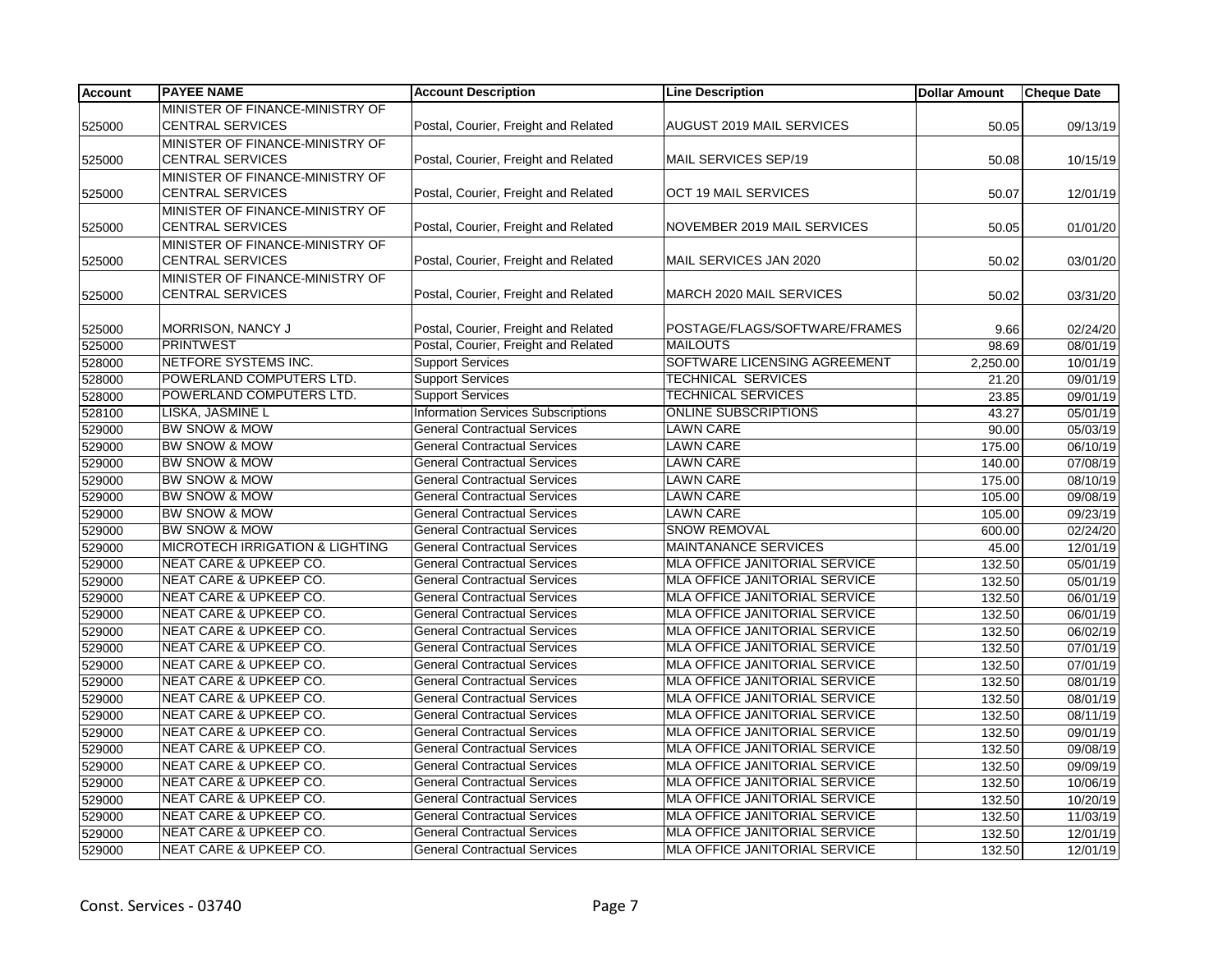| Account | PAYEE NAME | Account Description | Line Description | Dollar Amount | Cheque Date |
|---|---|---|---|---|---|
| 525000 | MINISTER OF FINANCE-MINISTRY OF CENTRAL SERVICES | Postal, Courier, Freight and Related | AUGUST 2019 MAIL SERVICES | 50.05 | 09/13/19 |
| 525000 | MINISTER OF FINANCE-MINISTRY OF CENTRAL SERVICES | Postal, Courier, Freight and Related | MAIL SERVICES SEP/19 | 50.08 | 10/15/19 |
| 525000 | MINISTER OF FINANCE-MINISTRY OF CENTRAL SERVICES | Postal, Courier, Freight and Related | OCT 19 MAIL SERVICES | 50.07 | 12/01/19 |
| 525000 | MINISTER OF FINANCE-MINISTRY OF CENTRAL SERVICES | Postal, Courier, Freight and Related | NOVEMBER 2019 MAIL SERVICES | 50.05 | 01/01/20 |
| 525000 | MINISTER OF FINANCE-MINISTRY OF CENTRAL SERVICES | Postal, Courier, Freight and Related | MAIL SERVICES JAN 2020 | 50.02 | 03/01/20 |
| 525000 | MINISTER OF FINANCE-MINISTRY OF CENTRAL SERVICES | Postal, Courier, Freight and Related | MARCH 2020 MAIL SERVICES | 50.02 | 03/31/20 |
| 525000 | MORRISON, NANCY J | Postal, Courier, Freight and Related | POSTAGE/FLAGS/SOFTWARE/FRAMES | 9.66 | 02/24/20 |
| 525000 | PRINTWEST | Postal, Courier, Freight and Related | MAILOUTS | 98.69 | 08/01/19 |
| 528000 | NETFORE SYSTEMS INC. | Support Services | SOFTWARE LICENSING AGREEMENT | 2,250.00 | 10/01/19 |
| 528000 | POWERLAND COMPUTERS LTD. | Support Services | TECHNICAL SERVICES | 21.20 | 09/01/19 |
| 528000 | POWERLAND COMPUTERS LTD. | Support Services | TECHNICAL SERVICES | 23.85 | 09/01/19 |
| 528100 | LISKA, JASMINE L | Information Services Subscriptions | ONLINE SUBSCRIPTIONS | 43.27 | 05/01/19 |
| 529000 | BW SNOW & MOW | General Contractual Services | LAWN CARE | 90.00 | 05/03/19 |
| 529000 | BW SNOW & MOW | General Contractual Services | LAWN CARE | 175.00 | 06/10/19 |
| 529000 | BW SNOW & MOW | General Contractual Services | LAWN CARE | 140.00 | 07/08/19 |
| 529000 | BW SNOW & MOW | General Contractual Services | LAWN CARE | 175.00 | 08/10/19 |
| 529000 | BW SNOW & MOW | General Contractual Services | LAWN CARE | 105.00 | 09/08/19 |
| 529000 | BW SNOW & MOW | General Contractual Services | LAWN CARE | 105.00 | 09/23/19 |
| 529000 | BW SNOW & MOW | General Contractual Services | SNOW REMOVAL | 600.00 | 02/24/20 |
| 529000 | MICROTECH IRRIGATION & LIGHTING | General Contractual Services | MAINTANANCE SERVICES | 45.00 | 12/01/19 |
| 529000 | NEAT CARE & UPKEEP CO. | General Contractual Services | MLA OFFICE JANITORIAL SERVICE | 132.50 | 05/01/19 |
| 529000 | NEAT CARE & UPKEEP CO. | General Contractual Services | MLA OFFICE JANITORIAL SERVICE | 132.50 | 05/01/19 |
| 529000 | NEAT CARE & UPKEEP CO. | General Contractual Services | MLA OFFICE JANITORIAL SERVICE | 132.50 | 06/01/19 |
| 529000 | NEAT CARE & UPKEEP CO. | General Contractual Services | MLA OFFICE JANITORIAL SERVICE | 132.50 | 06/01/19 |
| 529000 | NEAT CARE & UPKEEP CO. | General Contractual Services | MLA OFFICE JANITORIAL SERVICE | 132.50 | 06/02/19 |
| 529000 | NEAT CARE & UPKEEP CO. | General Contractual Services | MLA OFFICE JANITORIAL SERVICE | 132.50 | 07/01/19 |
| 529000 | NEAT CARE & UPKEEP CO. | General Contractual Services | MLA OFFICE JANITORIAL SERVICE | 132.50 | 07/01/19 |
| 529000 | NEAT CARE & UPKEEP CO. | General Contractual Services | MLA OFFICE JANITORIAL SERVICE | 132.50 | 08/01/19 |
| 529000 | NEAT CARE & UPKEEP CO. | General Contractual Services | MLA OFFICE JANITORIAL SERVICE | 132.50 | 08/01/19 |
| 529000 | NEAT CARE & UPKEEP CO. | General Contractual Services | MLA OFFICE JANITORIAL SERVICE | 132.50 | 08/11/19 |
| 529000 | NEAT CARE & UPKEEP CO. | General Contractual Services | MLA OFFICE JANITORIAL SERVICE | 132.50 | 09/01/19 |
| 529000 | NEAT CARE & UPKEEP CO. | General Contractual Services | MLA OFFICE JANITORIAL SERVICE | 132.50 | 09/08/19 |
| 529000 | NEAT CARE & UPKEEP CO. | General Contractual Services | MLA OFFICE JANITORIAL SERVICE | 132.50 | 09/09/19 |
| 529000 | NEAT CARE & UPKEEP CO. | General Contractual Services | MLA OFFICE JANITORIAL SERVICE | 132.50 | 10/06/19 |
| 529000 | NEAT CARE & UPKEEP CO. | General Contractual Services | MLA OFFICE JANITORIAL SERVICE | 132.50 | 10/20/19 |
| 529000 | NEAT CARE & UPKEEP CO. | General Contractual Services | MLA OFFICE JANITORIAL SERVICE | 132.50 | 11/03/19 |
| 529000 | NEAT CARE & UPKEEP CO. | General Contractual Services | MLA OFFICE JANITORIAL SERVICE | 132.50 | 12/01/19 |
| 529000 | NEAT CARE & UPKEEP CO. | General Contractual Services | MLA OFFICE JANITORIAL SERVICE | 132.50 | 12/01/19 |

Const. Services - 03740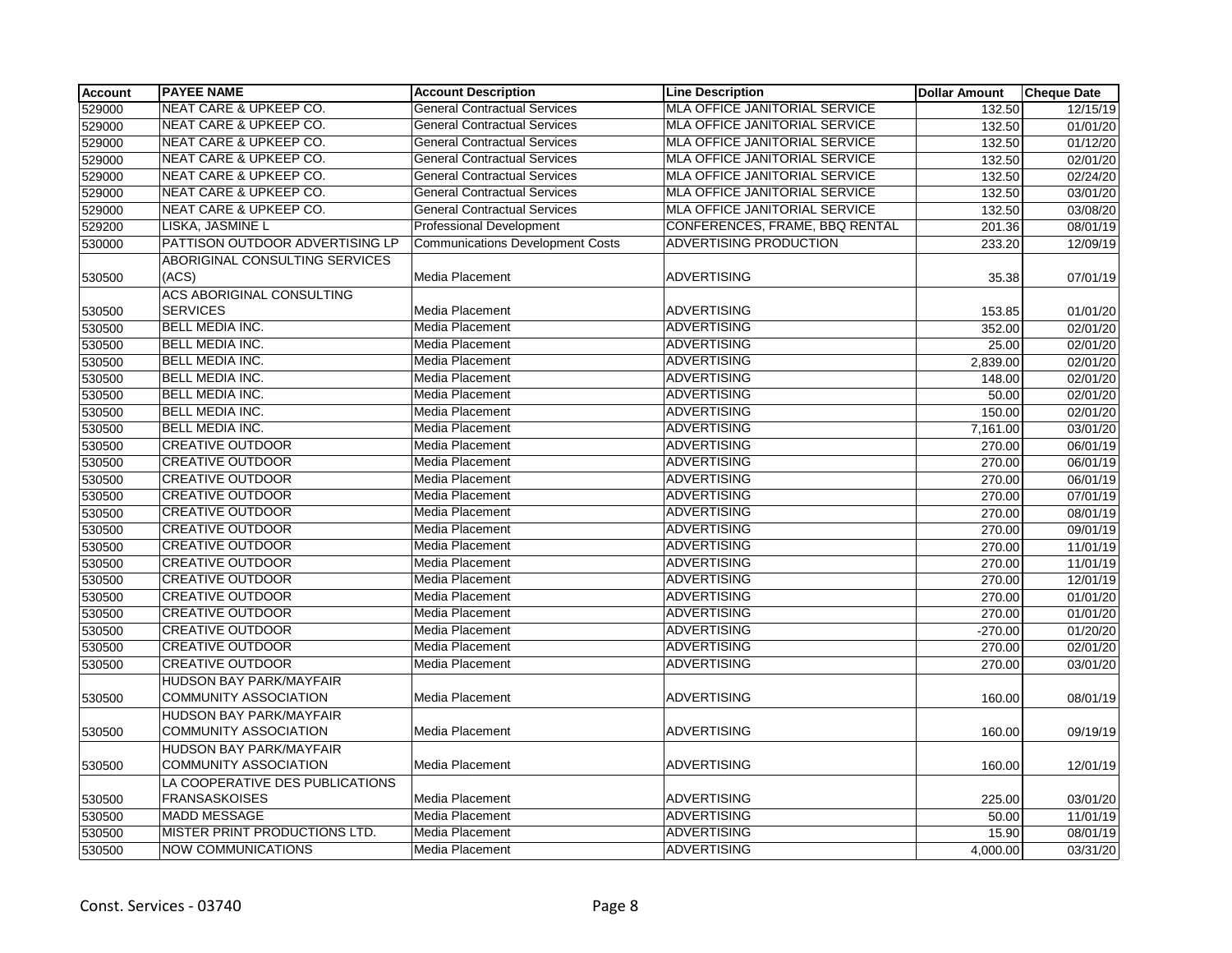| Account | PAYEE NAME | Account Description | Line Description | Dollar Amount | Cheque Date |
|---|---|---|---|---|---|
| 529000 | NEAT CARE & UPKEEP CO. | General Contractual Services | MLA OFFICE JANITORIAL SERVICE | 132.50 | 12/15/19 |
| 529000 | NEAT CARE & UPKEEP CO. | General Contractual Services | MLA OFFICE JANITORIAL SERVICE | 132.50 | 01/01/20 |
| 529000 | NEAT CARE & UPKEEP CO. | General Contractual Services | MLA OFFICE JANITORIAL SERVICE | 132.50 | 01/12/20 |
| 529000 | NEAT CARE & UPKEEP CO. | General Contractual Services | MLA OFFICE JANITORIAL SERVICE | 132.50 | 02/01/20 |
| 529000 | NEAT CARE & UPKEEP CO. | General Contractual Services | MLA OFFICE JANITORIAL SERVICE | 132.50 | 02/24/20 |
| 529000 | NEAT CARE & UPKEEP CO. | General Contractual Services | MLA OFFICE JANITORIAL SERVICE | 132.50 | 03/01/20 |
| 529000 | NEAT CARE & UPKEEP CO. | General Contractual Services | MLA OFFICE JANITORIAL SERVICE | 132.50 | 03/08/20 |
| 529200 | LISKA, JASMINE L | Professional Development | CONFERENCES, FRAME, BBQ RENTAL | 201.36 | 08/01/19 |
| 530000 | PATTISON OUTDOOR ADVERTISING LP | Communications Development Costs | ADVERTISING PRODUCTION | 233.20 | 12/09/19 |
| 530500 | ABORIGINAL CONSULTING SERVICES (ACS) | Media Placement | ADVERTISING | 35.38 | 07/01/19 |
| 530500 | ACS ABORIGINAL CONSULTING SERVICES | Media Placement | ADVERTISING | 153.85 | 01/01/20 |
| 530500 | BELL MEDIA INC. | Media Placement | ADVERTISING | 352.00 | 02/01/20 |
| 530500 | BELL MEDIA INC. | Media Placement | ADVERTISING | 25.00 | 02/01/20 |
| 530500 | BELL MEDIA INC. | Media Placement | ADVERTISING | 2,839.00 | 02/01/20 |
| 530500 | BELL MEDIA INC. | Media Placement | ADVERTISING | 148.00 | 02/01/20 |
| 530500 | BELL MEDIA INC. | Media Placement | ADVERTISING | 50.00 | 02/01/20 |
| 530500 | BELL MEDIA INC. | Media Placement | ADVERTISING | 150.00 | 02/01/20 |
| 530500 | BELL MEDIA INC. | Media Placement | ADVERTISING | 7,161.00 | 03/01/20 |
| 530500 | CREATIVE OUTDOOR | Media Placement | ADVERTISING | 270.00 | 06/01/19 |
| 530500 | CREATIVE OUTDOOR | Media Placement | ADVERTISING | 270.00 | 06/01/19 |
| 530500 | CREATIVE OUTDOOR | Media Placement | ADVERTISING | 270.00 | 06/01/19 |
| 530500 | CREATIVE OUTDOOR | Media Placement | ADVERTISING | 270.00 | 07/01/19 |
| 530500 | CREATIVE OUTDOOR | Media Placement | ADVERTISING | 270.00 | 08/01/19 |
| 530500 | CREATIVE OUTDOOR | Media Placement | ADVERTISING | 270.00 | 09/01/19 |
| 530500 | CREATIVE OUTDOOR | Media Placement | ADVERTISING | 270.00 | 11/01/19 |
| 530500 | CREATIVE OUTDOOR | Media Placement | ADVERTISING | 270.00 | 11/01/19 |
| 530500 | CREATIVE OUTDOOR | Media Placement | ADVERTISING | 270.00 | 12/01/19 |
| 530500 | CREATIVE OUTDOOR | Media Placement | ADVERTISING | 270.00 | 01/01/20 |
| 530500 | CREATIVE OUTDOOR | Media Placement | ADVERTISING | 270.00 | 01/01/20 |
| 530500 | CREATIVE OUTDOOR | Media Placement | ADVERTISING | -270.00 | 01/20/20 |
| 530500 | CREATIVE OUTDOOR | Media Placement | ADVERTISING | 270.00 | 02/01/20 |
| 530500 | CREATIVE OUTDOOR | Media Placement | ADVERTISING | 270.00 | 03/01/20 |
| 530500 | HUDSON BAY PARK/MAYFAIR COMMUNITY ASSOCIATION | Media Placement | ADVERTISING | 160.00 | 08/01/19 |
| 530500 | HUDSON BAY PARK/MAYFAIR COMMUNITY ASSOCIATION | Media Placement | ADVERTISING | 160.00 | 09/19/19 |
| 530500 | HUDSON BAY PARK/MAYFAIR COMMUNITY ASSOCIATION | Media Placement | ADVERTISING | 160.00 | 12/01/19 |
| 530500 | LA COOPERATIVE DES PUBLICATIONS FRANSASKOISES | Media Placement | ADVERTISING | 225.00 | 03/01/20 |
| 530500 | MADD MESSAGE | Media Placement | ADVERTISING | 50.00 | 11/01/19 |
| 530500 | MISTER PRINT PRODUCTIONS LTD. | Media Placement | ADVERTISING | 15.90 | 08/01/19 |
| 530500 | NOW COMMUNICATIONS | Media Placement | ADVERTISING | 4,000.00 | 03/31/20 |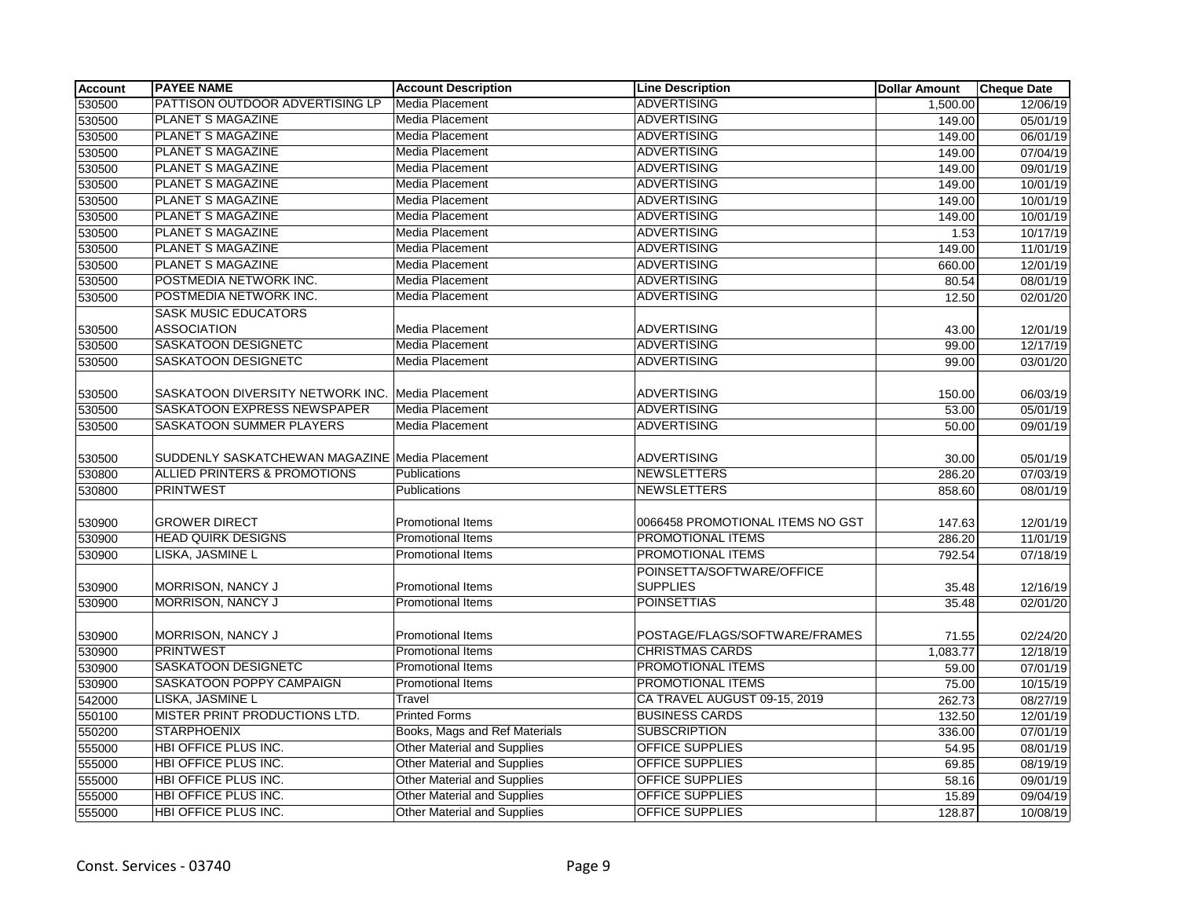| Account | PAYEE NAME | Account Description | Line Description | Dollar Amount | Cheque Date |
|---|---|---|---|---|---|
| 530500 | PATTISON OUTDOOR ADVERTISING LP | Media Placement | ADVERTISING | 1,500.00 | 12/06/19 |
| 530500 | PLANET S MAGAZINE | Media Placement | ADVERTISING | 149.00 | 05/01/19 |
| 530500 | PLANET S MAGAZINE | Media Placement | ADVERTISING | 149.00 | 06/01/19 |
| 530500 | PLANET S MAGAZINE | Media Placement | ADVERTISING | 149.00 | 07/04/19 |
| 530500 | PLANET S MAGAZINE | Media Placement | ADVERTISING | 149.00 | 09/01/19 |
| 530500 | PLANET S MAGAZINE | Media Placement | ADVERTISING | 149.00 | 10/01/19 |
| 530500 | PLANET S MAGAZINE | Media Placement | ADVERTISING | 149.00 | 10/01/19 |
| 530500 | PLANET S MAGAZINE | Media Placement | ADVERTISING | 149.00 | 10/01/19 |
| 530500 | PLANET S MAGAZINE | Media Placement | ADVERTISING | 1.53 | 10/17/19 |
| 530500 | PLANET S MAGAZINE | Media Placement | ADVERTISING | 149.00 | 11/01/19 |
| 530500 | PLANET S MAGAZINE | Media Placement | ADVERTISING | 660.00 | 12/01/19 |
| 530500 | POSTMEDIA NETWORK INC. | Media Placement | ADVERTISING | 80.54 | 08/01/19 |
| 530500 | POSTMEDIA NETWORK INC. | Media Placement | ADVERTISING | 12.50 | 02/01/20 |
| 530500 | SASK MUSIC EDUCATORS ASSOCIATION | Media Placement | ADVERTISING | 43.00 | 12/01/19 |
| 530500 | SASKATOON DESIGNETC | Media Placement | ADVERTISING | 99.00 | 12/17/19 |
| 530500 | SASKATOON DESIGNETC | Media Placement | ADVERTISING | 99.00 | 03/01/20 |
| 530500 | SASKATOON DIVERSITY NETWORK INC. | Media Placement | ADVERTISING | 150.00 | 06/03/19 |
| 530500 | SASKATOON EXPRESS NEWSPAPER | Media Placement | ADVERTISING | 53.00 | 05/01/19 |
| 530500 | SASKATOON SUMMER PLAYERS | Media Placement | ADVERTISING | 50.00 | 09/01/19 |
| 530500 | SUDDENLY SASKATCHEWAN MAGAZINE | Media Placement | ADVERTISING | 30.00 | 05/01/19 |
| 530800 | ALLIED PRINTERS & PROMOTIONS | Publications | NEWSLETTERS | 286.20 | 07/03/19 |
| 530800 | PRINTWEST | Publications | NEWSLETTERS | 858.60 | 08/01/19 |
| 530900 | GROWER DIRECT | Promotional Items | 0066458 PROMOTIONAL ITEMS NO GST | 147.63 | 12/01/19 |
| 530900 | HEAD QUIRK DESIGNS | Promotional Items | PROMOTIONAL ITEMS | 286.20 | 11/01/19 |
| 530900 | LISKA, JASMINE L | Promotional Items | PROMOTIONAL ITEMS | 792.54 | 07/18/19 |
| 530900 | MORRISON, NANCY J | Promotional Items | POINSETTA/SOFTWARE/OFFICE SUPPLIES | 35.48 | 12/16/19 |
| 530900 | MORRISON, NANCY J | Promotional Items | POINSETTIAS | 35.48 | 02/01/20 |
| 530900 | MORRISON, NANCY J | Promotional Items | POSTAGE/FLAGS/SOFTWARE/FRAMES | 71.55 | 02/24/20 |
| 530900 | PRINTWEST | Promotional Items | CHRISTMAS CARDS | 1,083.77 | 12/18/19 |
| 530900 | SASKATOON DESIGNETC | Promotional Items | PROMOTIONAL ITEMS | 59.00 | 07/01/19 |
| 530900 | SASKATOON POPPY CAMPAIGN | Promotional Items | PROMOTIONAL ITEMS | 75.00 | 10/15/19 |
| 542000 | LISKA, JASMINE L | Travel | CA TRAVEL AUGUST 09-15, 2019 | 262.73 | 08/27/19 |
| 550100 | MISTER PRINT PRODUCTIONS LTD. | Printed Forms | BUSINESS CARDS | 132.50 | 12/01/19 |
| 550200 | STARPHOENIX | Books, Mags and Ref Materials | SUBSCRIPTION | 336.00 | 07/01/19 |
| 555000 | HBI OFFICE PLUS INC. | Other Material and Supplies | OFFICE SUPPLIES | 54.95 | 08/01/19 |
| 555000 | HBI OFFICE PLUS INC. | Other Material and Supplies | OFFICE SUPPLIES | 69.85 | 08/19/19 |
| 555000 | HBI OFFICE PLUS INC. | Other Material and Supplies | OFFICE SUPPLIES | 58.16 | 09/01/19 |
| 555000 | HBI OFFICE PLUS INC. | Other Material and Supplies | OFFICE SUPPLIES | 15.89 | 09/04/19 |
| 555000 | HBI OFFICE PLUS INC. | Other Material and Supplies | OFFICE SUPPLIES | 128.87 | 10/08/19 |

Const. Services - 03740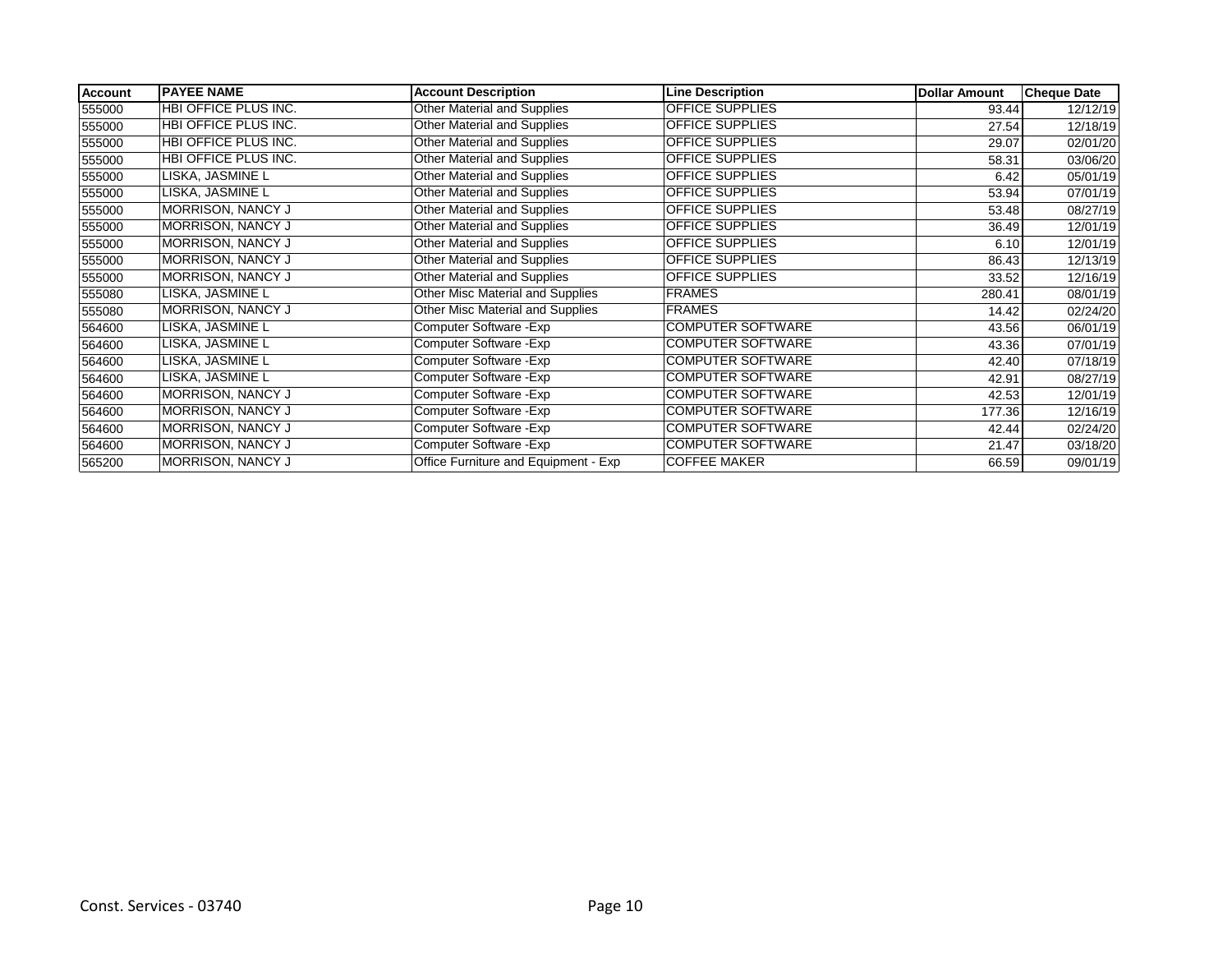| Account | PAYEE NAME | Account Description | Line Description | Dollar Amount | Cheque Date |
|---|---|---|---|---|---|
| 555000 | HBI OFFICE PLUS INC. | Other Material and Supplies | OFFICE SUPPLIES | 93.44 | 12/12/19 |
| 555000 | HBI OFFICE PLUS INC. | Other Material and Supplies | OFFICE SUPPLIES | 27.54 | 12/18/19 |
| 555000 | HBI OFFICE PLUS INC. | Other Material and Supplies | OFFICE SUPPLIES | 29.07 | 02/01/20 |
| 555000 | HBI OFFICE PLUS INC. | Other Material and Supplies | OFFICE SUPPLIES | 58.31 | 03/06/20 |
| 555000 | LISKA, JASMINE L | Other Material and Supplies | OFFICE SUPPLIES | 6.42 | 05/01/19 |
| 555000 | LISKA, JASMINE L | Other Material and Supplies | OFFICE SUPPLIES | 53.94 | 07/01/19 |
| 555000 | MORRISON, NANCY J | Other Material and Supplies | OFFICE SUPPLIES | 53.48 | 08/27/19 |
| 555000 | MORRISON, NANCY J | Other Material and Supplies | OFFICE SUPPLIES | 36.49 | 12/01/19 |
| 555000 | MORRISON, NANCY J | Other Material and Supplies | OFFICE SUPPLIES | 6.10 | 12/01/19 |
| 555000 | MORRISON, NANCY J | Other Material and Supplies | OFFICE SUPPLIES | 86.43 | 12/13/19 |
| 555000 | MORRISON, NANCY J | Other Material and Supplies | OFFICE SUPPLIES | 33.52 | 12/16/19 |
| 555080 | LISKA, JASMINE L | Other Misc Material and Supplies | FRAMES | 280.41 | 08/01/19 |
| 555080 | MORRISON, NANCY J | Other Misc Material and Supplies | FRAMES | 14.42 | 02/24/20 |
| 564600 | LISKA, JASMINE L | Computer Software -Exp | COMPUTER SOFTWARE | 43.56 | 06/01/19 |
| 564600 | LISKA, JASMINE L | Computer Software -Exp | COMPUTER SOFTWARE | 43.36 | 07/01/19 |
| 564600 | LISKA, JASMINE L | Computer Software -Exp | COMPUTER SOFTWARE | 42.40 | 07/18/19 |
| 564600 | LISKA, JASMINE L | Computer Software -Exp | COMPUTER SOFTWARE | 42.91 | 08/27/19 |
| 564600 | MORRISON, NANCY J | Computer Software -Exp | COMPUTER SOFTWARE | 42.53 | 12/01/19 |
| 564600 | MORRISON, NANCY J | Computer Software -Exp | COMPUTER SOFTWARE | 177.36 | 12/16/19 |
| 564600 | MORRISON, NANCY J | Computer Software -Exp | COMPUTER SOFTWARE | 42.44 | 02/24/20 |
| 564600 | MORRISON, NANCY J | Computer Software -Exp | COMPUTER SOFTWARE | 21.47 | 03/18/20 |
| 565200 | MORRISON, NANCY J | Office Furniture and Equipment - Exp | COFFEE MAKER | 66.59 | 09/01/19 |

Const. Services - 03740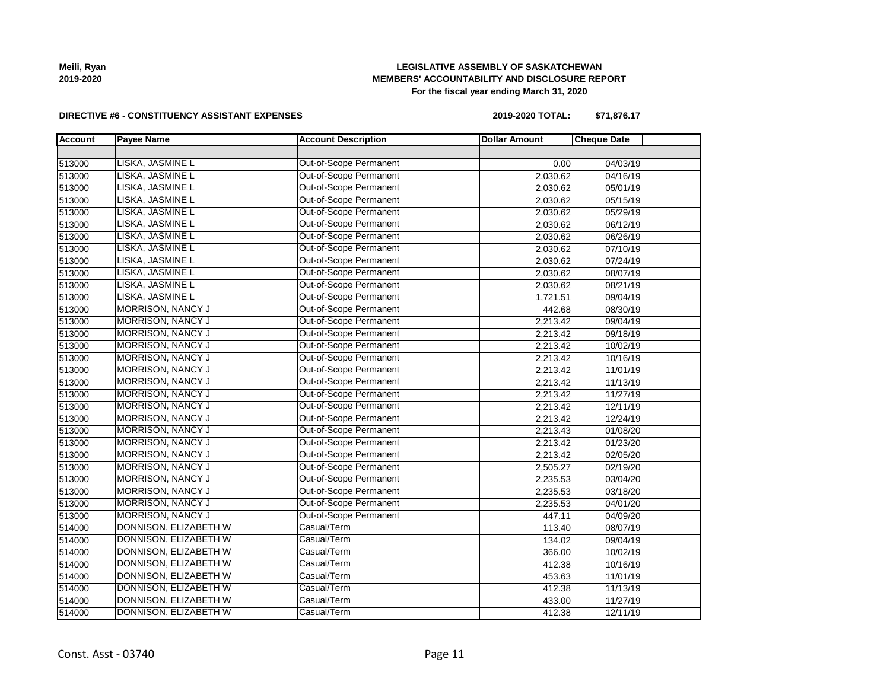**Meili, Ryan**
**2019-2020**

**LEGISLATIVE ASSEMBLY OF SASKATCHEWAN**
**MEMBERS' ACCOUNTABILITY AND DISCLOSURE REPORT**
**For the fiscal year ending March 31, 2020**

**DIRECTIVE #6 - CONSTITUENCY ASSISTANT EXPENSES** **2019-2020 TOTAL: $71,876.17**

| Account | Payee Name | Account Description | Dollar Amount | Cheque Date | |
|---|---|---|---|---|---|
| | | | | | |
| 513000 | LISKA, JASMINE L | Out-of-Scope Permanent | 0.00 | 04/03/19 | |
| 513000 | LISKA, JASMINE L | Out-of-Scope Permanent | 2,030.62 | 04/16/19 | |
| 513000 | LISKA, JASMINE L | Out-of-Scope Permanent | 2,030.62 | 05/01/19 | |
| 513000 | LISKA, JASMINE L | Out-of-Scope Permanent | 2,030.62 | 05/15/19 | |
| 513000 | LISKA, JASMINE L | Out-of-Scope Permanent | 2,030.62 | 05/29/19 | |
| 513000 | LISKA, JASMINE L | Out-of-Scope Permanent | 2,030.62 | 06/12/19 | |
| 513000 | LISKA, JASMINE L | Out-of-Scope Permanent | 2,030.62 | 06/26/19 | |
| 513000 | LISKA, JASMINE L | Out-of-Scope Permanent | 2,030.62 | 07/10/19 | |
| 513000 | LISKA, JASMINE L | Out-of-Scope Permanent | 2,030.62 | 07/24/19 | |
| 513000 | LISKA, JASMINE L | Out-of-Scope Permanent | 2,030.62 | 08/07/19 | |
| 513000 | LISKA, JASMINE L | Out-of-Scope Permanent | 2,030.62 | 08/21/19 | |
| 513000 | LISKA, JASMINE L | Out-of-Scope Permanent | 1,721.51 | 09/04/19 | |
| 513000 | MORRISON, NANCY J | Out-of-Scope Permanent | 442.68 | 08/30/19 | |
| 513000 | MORRISON, NANCY J | Out-of-Scope Permanent | 2,213.42 | 09/04/19 | |
| 513000 | MORRISON, NANCY J | Out-of-Scope Permanent | 2,213.42 | 09/18/19 | |
| 513000 | MORRISON, NANCY J | Out-of-Scope Permanent | 2,213.42 | 10/02/19 | |
| 513000 | MORRISON, NANCY J | Out-of-Scope Permanent | 2,213.42 | 10/16/19 | |
| 513000 | MORRISON, NANCY J | Out-of-Scope Permanent | 2,213.42 | 11/01/19 | |
| 513000 | MORRISON, NANCY J | Out-of-Scope Permanent | 2,213.42 | 11/13/19 | |
| 513000 | MORRISON, NANCY J | Out-of-Scope Permanent | 2,213.42 | 11/27/19 | |
| 513000 | MORRISON, NANCY J | Out-of-Scope Permanent | 2,213.42 | 12/11/19 | |
| 513000 | MORRISON, NANCY J | Out-of-Scope Permanent | 2,213.42 | 12/24/19 | |
| 513000 | MORRISON, NANCY J | Out-of-Scope Permanent | 2,213.43 | 01/08/20 | |
| 513000 | MORRISON, NANCY J | Out-of-Scope Permanent | 2,213.42 | 01/23/20 | |
| 513000 | MORRISON, NANCY J | Out-of-Scope Permanent | 2,213.42 | 02/05/20 | |
| 513000 | MORRISON, NANCY J | Out-of-Scope Permanent | 2,505.27 | 02/19/20 | |
| 513000 | MORRISON, NANCY J | Out-of-Scope Permanent | 2,235.53 | 03/04/20 | |
| 513000 | MORRISON, NANCY J | Out-of-Scope Permanent | 2,235.53 | 03/18/20 | |
| 513000 | MORRISON, NANCY J | Out-of-Scope Permanent | 2,235.53 | 04/01/20 | |
| 513000 | MORRISON, NANCY J | Out-of-Scope Permanent | 447.11 | 04/09/20 | |
| 514000 | DONNISON, ELIZABETH W | Casual/Term | 113.40 | 08/07/19 | |
| 514000 | DONNISON, ELIZABETH W | Casual/Term | 134.02 | 09/04/19 | |
| 514000 | DONNISON, ELIZABETH W | Casual/Term | 366.00 | 10/02/19 | |
| 514000 | DONNISON, ELIZABETH W | Casual/Term | 412.38 | 10/16/19 | |
| 514000 | DONNISON, ELIZABETH W | Casual/Term | 453.63 | 11/01/19 | |
| 514000 | DONNISON, ELIZABETH W | Casual/Term | 412.38 | 11/13/19 | |
| 514000 | DONNISON, ELIZABETH W | Casual/Term | 433.00 | 11/27/19 | |
| 514000 | DONNISON, ELIZABETH W | Casual/Term | 412.38 | 12/11/19 | |

Const. Asst - 03740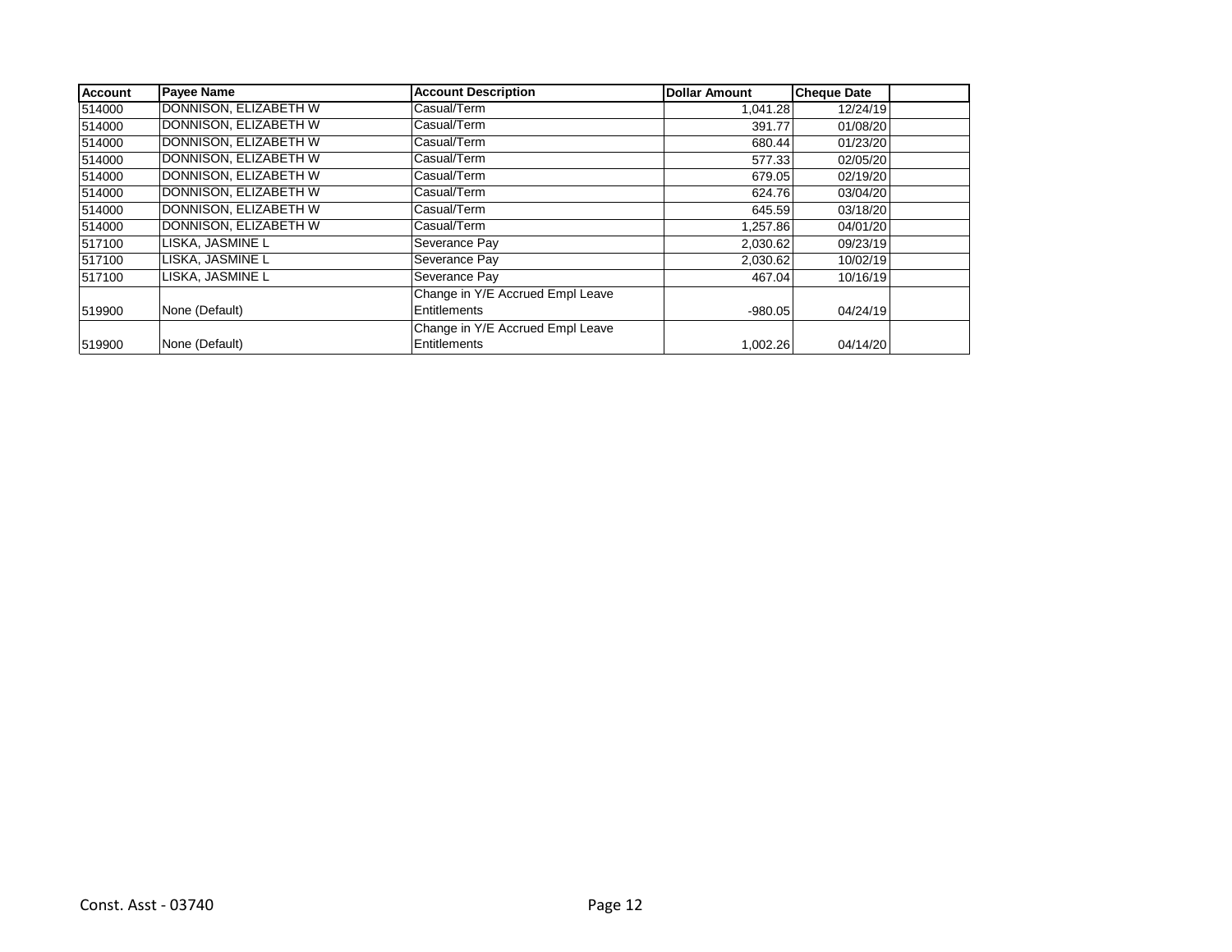| Account | Payee Name | Account Description | Dollar Amount | Cheque Date | |
|---|---|---|---|---|---|
| 514000 | DONNISON, ELIZABETH W | Casual/Term | 1,041.28 | 12/24/19 | |
| 514000 | DONNISON, ELIZABETH W | Casual/Term | 391.77 | 01/08/20 | |
| 514000 | DONNISON, ELIZABETH W | Casual/Term | 680.44 | 01/23/20 | |
| 514000 | DONNISON, ELIZABETH W | Casual/Term | 577.33 | 02/05/20 | |
| 514000 | DONNISON, ELIZABETH W | Casual/Term | 679.05 | 02/19/20 | |
| 514000 | DONNISON, ELIZABETH W | Casual/Term | 624.76 | 03/04/20 | |
| 514000 | DONNISON, ELIZABETH W | Casual/Term | 645.59 | 03/18/20 | |
| 514000 | DONNISON, ELIZABETH W | Casual/Term | 1,257.86 | 04/01/20 | |
| 517100 | LISKA, JASMINE L | Severance Pay | 2,030.62 | 09/23/19 | |
| 517100 | LISKA, JASMINE L | Severance Pay | 2,030.62 | 10/02/19 | |
| 517100 | LISKA, JASMINE L | Severance Pay | 467.04 | 10/16/19 | |
| 519900 | None (Default) | Change in Y/E Accrued Empl Leave Entitlements | -980.05 | 04/24/19 | |
| 519900 | None (Default) | Change in Y/E Accrued Empl Leave Entitlements | 1,002.26 | 04/14/20 | |

Const. Asst - 03740